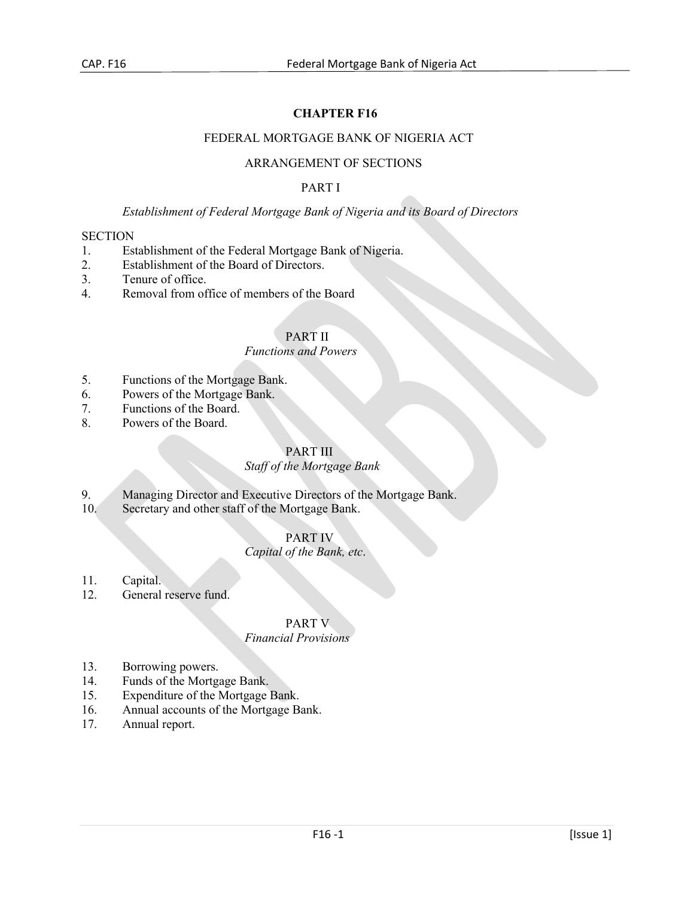# CHAPTER F16

## FEDERAL MORTGAGE BANK OF NIGERIA ACT

### ARRANGEMENT OF SECTIONS

### PART I

*Establishment of Federal Mortgage Bank of Nigeria and its Board of Directors*

SECTION

1. Establishment of the Federal Mortgage Bank of Nigeria.
2. Establishment of the Board of Directors.
3. Tenure of office.
4. Removal from office of members of the Board

### PART II

*Functions and Powers*

5. Functions of the Mortgage Bank.
6. Powers of the Mortgage Bank.
7. Functions of the Board.
8. Powers of the Board.

### PART III

*Staff of the Mortgage Bank*

9. Managing Director and Executive Directors of the Mortgage Bank.
10. Secretary and other staff of the Mortgage Bank.

### PART IV

*Capital of the Bank, etc*.

11. Capital.
12. General reserve fund.

### PART V

*Financial Provisions*

13. Borrowing powers.
14. Funds of the Mortgage Bank.
15. Expenditure of the Mortgage Bank.
16. Annual accounts of the Mortgage Bank.
17. Annual report.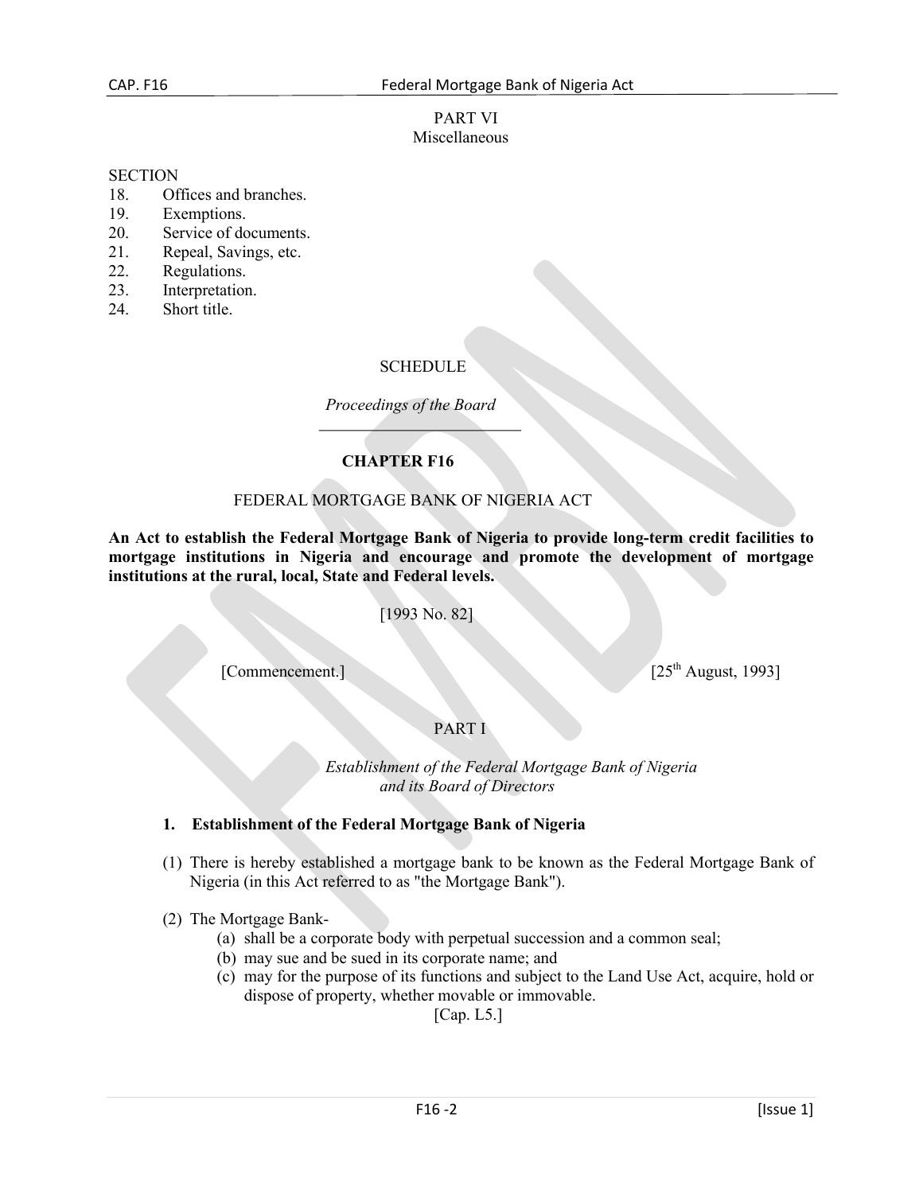PART VI
Miscellaneous

SECTION

18. Offices and branches.
19. Exemptions.
20. Service of documents.
21. Repeal, Savings, etc.
22. Regulations.
23. Interpretation.
24. Short title.

SCHEDULE

*Proceedings of the Board*

---

# CHAPTER F16

## FEDERAL MORTGAGE BANK OF NIGERIA ACT

**An Act to establish the Federal Mortgage Bank of Nigeria to provide long-term credit facilities to mortgage institutions in Nigeria and encourage and promote the development of mortgage institutions at the rural, local, State and Federal levels.**

[1993 No. 82]

[Commencement.] [25th August, 1993]

## PART I

*Establishment of the Federal Mortgage Bank of Nigeria and its Board of Directors*

### 1. Establishment of the Federal Mortgage Bank of Nigeria

(1) There is hereby established a mortgage bank to be known as the Federal Mortgage Bank of Nigeria (in this Act referred to as "the Mortgage Bank").

(2) The Mortgage Bank-

(a) shall be a corporate body with perpetual succession and a common seal;

(b) may sue and be sued in its corporate name; and

(c) may for the purpose of its functions and subject to the Land Use Act, acquire, hold or dispose of property, whether movable or immovable.

[Cap. L5.]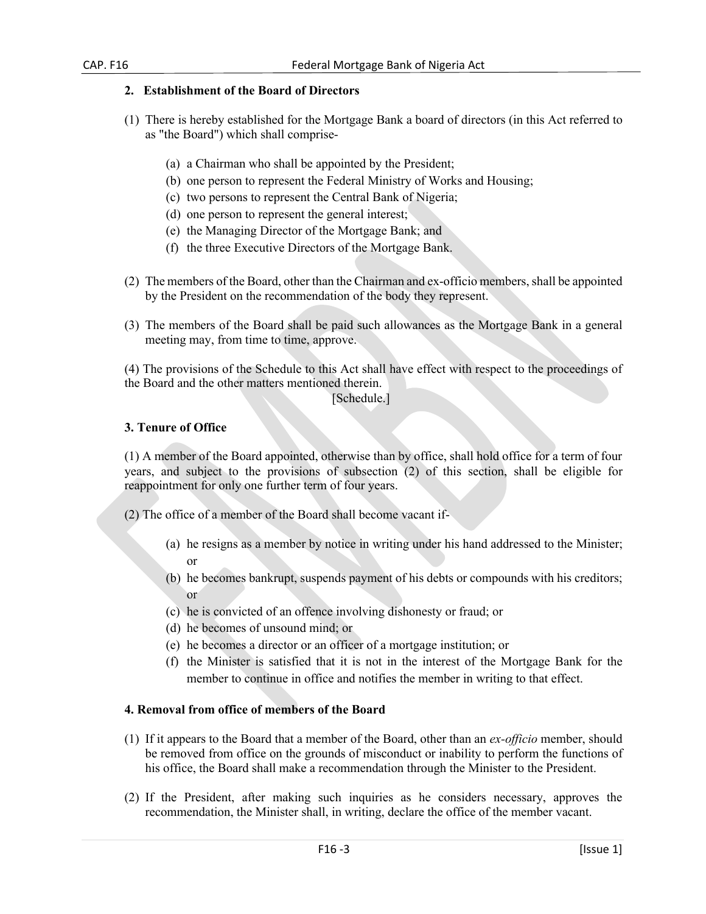## 2. Establishment of the Board of Directors

(1) There is hereby established for the Mortgage Bank a board of directors (in this Act referred to as "the Board") which shall comprise-

(a) a Chairman who shall be appointed by the President;
(b) one person to represent the Federal Ministry of Works and Housing;
(c) two persons to represent the Central Bank of Nigeria;
(d) one person to represent the general interest;
(e) the Managing Director of the Mortgage Bank; and
(f) the three Executive Directors of the Mortgage Bank.

(2) The members of the Board, other than the Chairman and ex-officio members, shall be appointed by the President on the recommendation of the body they represent.

(3) The members of the Board shall be paid such allowances as the Mortgage Bank in a general meeting may, from time to time, approve.

(4) The provisions of the Schedule to this Act shall have effect with respect to the proceedings of the Board and the other matters mentioned therein.

[Schedule.]

## 3. Tenure of Office

(1) A member of the Board appointed, otherwise than by office, shall hold office for a term of four years, and subject to the provisions of subsection (2) of this section, shall be eligible for reappointment for only one further term of four years.

(2) The office of a member of the Board shall become vacant if-

(a) he resigns as a member by notice in writing under his hand addressed to the Minister; or
(b) he becomes bankrupt, suspends payment of his debts or compounds with his creditors; or
(c) he is convicted of an offence involving dishonesty or fraud; or
(d) he becomes of unsound mind; or
(e) he becomes a director or an officer of a mortgage institution; or
(f) the Minister is satisfied that it is not in the interest of the Mortgage Bank for the member to continue in office and notifies the member in writing to that effect.

## 4. Removal from office of members of the Board

(1) If it appears to the Board that a member of the Board, other than an *ex-officio* member, should be removed from office on the grounds of misconduct or inability to perform the functions of his office, the Board shall make a recommendation through the Minister to the President.

(2) If the President, after making such inquiries as he considers necessary, approves the recommendation, the Minister shall, in writing, declare the office of the member vacant.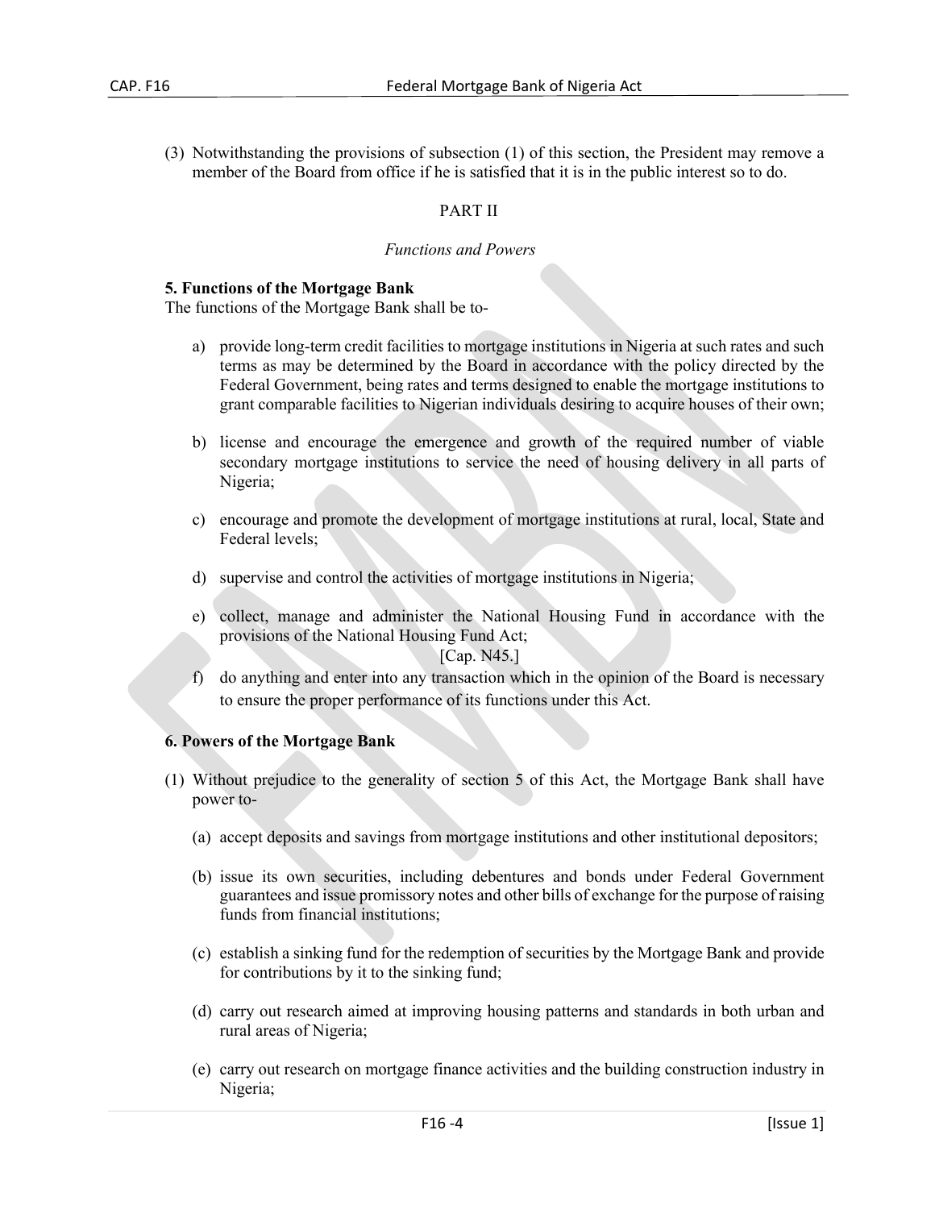(3) Notwithstanding the provisions of subsection (1) of this section, the President may remove a member of the Board from office if he is satisfied that it is in the public interest so to do.

PART II

*Functions and Powers*

**5. Functions of the Mortgage Bank**

The functions of the Mortgage Bank shall be to-

a) provide long-term credit facilities to mortgage institutions in Nigeria at such rates and such terms as may be determined by the Board in accordance with the policy directed by the Federal Government, being rates and terms designed to enable the mortgage institutions to grant comparable facilities to Nigerian individuals desiring to acquire houses of their own;

b) license and encourage the emergence and growth of the required number of viable secondary mortgage institutions to service the need of housing delivery in all parts of Nigeria;

c) encourage and promote the development of mortgage institutions at rural, local, State and Federal levels;

d) supervise and control the activities of mortgage institutions in Nigeria;

e) collect, manage and administer the National Housing Fund in accordance with the provisions of the National Housing Fund Act;
[Cap. N45.]

f) do anything and enter into any transaction which in the opinion of the Board is necessary to ensure the proper performance of its functions under this Act.

**6. Powers of the Mortgage Bank**

(1) Without prejudice to the generality of section 5 of this Act, the Mortgage Bank shall have power to-

(a) accept deposits and savings from mortgage institutions and other institutional depositors;

(b) issue its own securities, including debentures and bonds under Federal Government guarantees and issue promissory notes and other bills of exchange for the purpose of raising funds from financial institutions;

(c) establish a sinking fund for the redemption of securities by the Mortgage Bank and provide for contributions by it to the sinking fund;

(d) carry out research aimed at improving housing patterns and standards in both urban and rural areas of Nigeria;

(e) carry out research on mortgage finance activities and the building construction industry in Nigeria;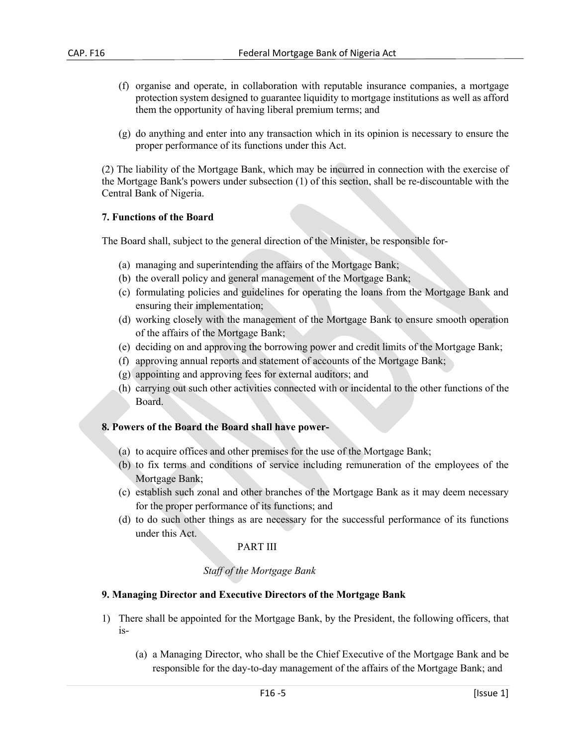(f) organise and operate, in collaboration with reputable insurance companies, a mortgage protection system designed to guarantee liquidity to mortgage institutions as well as afford them the opportunity of having liberal premium terms; and

(g) do anything and enter into any transaction which in its opinion is necessary to ensure the proper performance of its functions under this Act.

(2) The liability of the Mortgage Bank, which may be incurred in connection with the exercise of the Mortgage Bank's powers under subsection (1) of this section, shall be re-discountable with the Central Bank of Nigeria.

**7. Functions of the Board**

The Board shall, subject to the general direction of the Minister, be responsible for-

(a) managing and superintending the affairs of the Mortgage Bank;
(b) the overall policy and general management of the Mortgage Bank;
(c) formulating policies and guidelines for operating the loans from the Mortgage Bank and ensuring their implementation;
(d) working closely with the management of the Mortgage Bank to ensure smooth operation of the affairs of the Mortgage Bank;
(e) deciding on and approving the borrowing power and credit limits of the Mortgage Bank;
(f) approving annual reports and statement of accounts of the Mortgage Bank;
(g) appointing and approving fees for external auditors; and
(h) carrying out such other activities connected with or incidental to the other functions of the Board.

**8. Powers of the Board the Board shall have power-**

(a) to acquire offices and other premises for the use of the Mortgage Bank;
(b) to fix terms and conditions of service including remuneration of the employees of the Mortgage Bank;
(c) establish such zonal and other branches of the Mortgage Bank as it may deem necessary for the proper performance of its functions; and
(d) to do such other things as are necessary for the successful performance of its functions under this Act.

PART III

*Staff of the Mortgage Bank*

**9. Managing Director and Executive Directors of the Mortgage Bank**

1) There shall be appointed for the Mortgage Bank, by the President, the following officers, that is-

(a) a Managing Director, who shall be the Chief Executive of the Mortgage Bank and be responsible for the day-to-day management of the affairs of the Mortgage Bank; and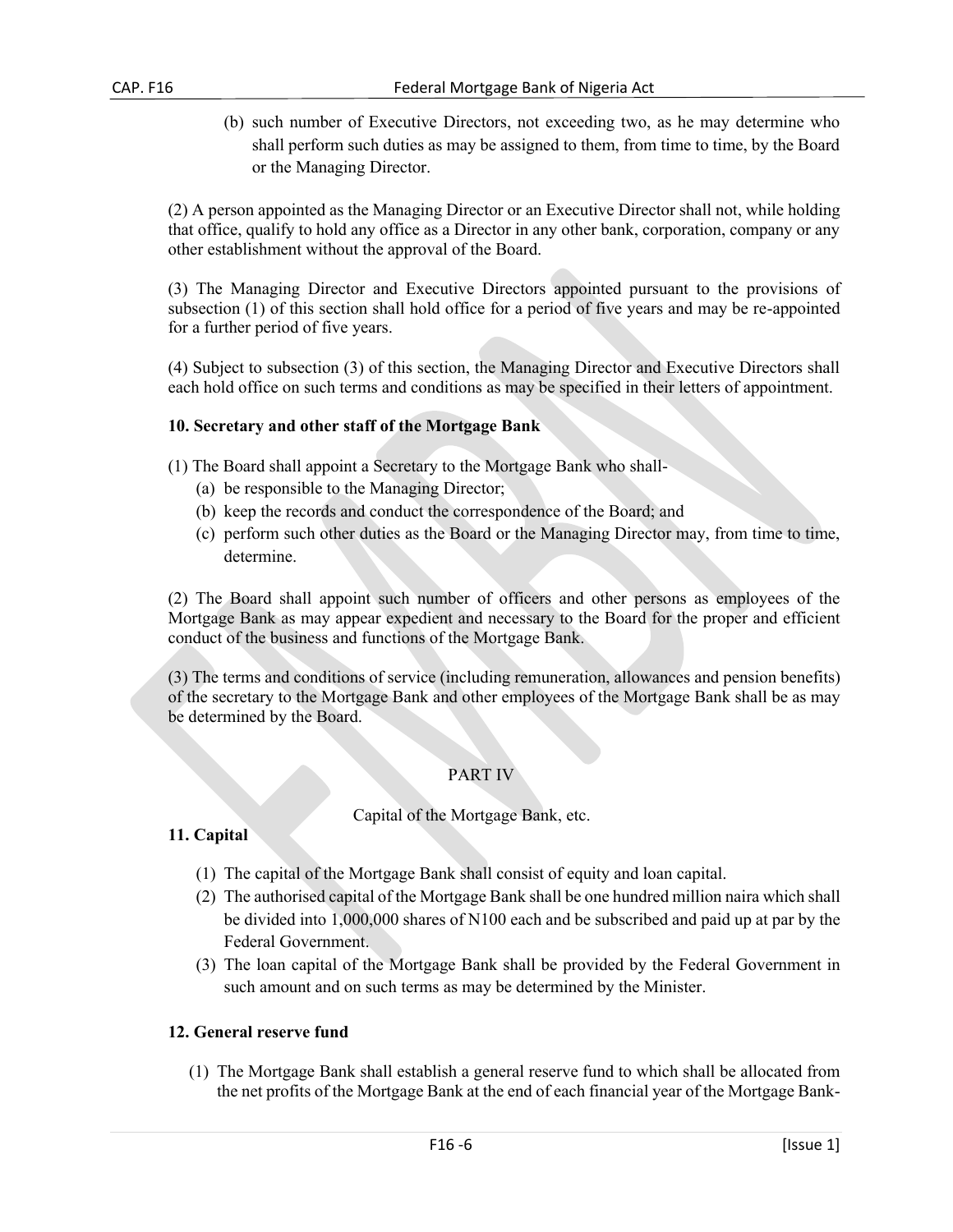(b) such number of Executive Directors, not exceeding two, as he may determine who shall perform such duties as may be assigned to them, from time to time, by the Board or the Managing Director.

(2) A person appointed as the Managing Director or an Executive Director shall not, while holding that office, qualify to hold any office as a Director in any other bank, corporation, company or any other establishment without the approval of the Board.

(3) The Managing Director and Executive Directors appointed pursuant to the provisions of subsection (1) of this section shall hold office for a period of five years and may be re-appointed for a further period of five years.

(4) Subject to subsection (3) of this section, the Managing Director and Executive Directors shall each hold office on such terms and conditions as may be specified in their letters of appointment.

**10. Secretary and other staff of the Mortgage Bank**

(1) The Board shall appoint a Secretary to the Mortgage Bank who shall-

(a) be responsible to the Managing Director;

(b) keep the records and conduct the correspondence of the Board; and

(c) perform such other duties as the Board or the Managing Director may, from time to time, determine.

(2) The Board shall appoint such number of officers and other persons as employees of the Mortgage Bank as may appear expedient and necessary to the Board for the proper and efficient conduct of the business and functions of the Mortgage Bank.

(3) The terms and conditions of service (including remuneration, allowances and pension benefits) of the secretary to the Mortgage Bank and other employees of the Mortgage Bank shall be as may be determined by the Board.

## PART IV

Capital of the Mortgage Bank, etc.

**11. Capital**

(1) The capital of the Mortgage Bank shall consist of equity and loan capital.

(2) The authorised capital of the Mortgage Bank shall be one hundred million naira which shall be divided into 1,000,000 shares of N100 each and be subscribed and paid up at par by the Federal Government.

(3) The loan capital of the Mortgage Bank shall be provided by the Federal Government in such amount and on such terms as may be determined by the Minister.

**12. General reserve fund**

(1) The Mortgage Bank shall establish a general reserve fund to which shall be allocated from the net profits of the Mortgage Bank at the end of each financial year of the Mortgage Bank-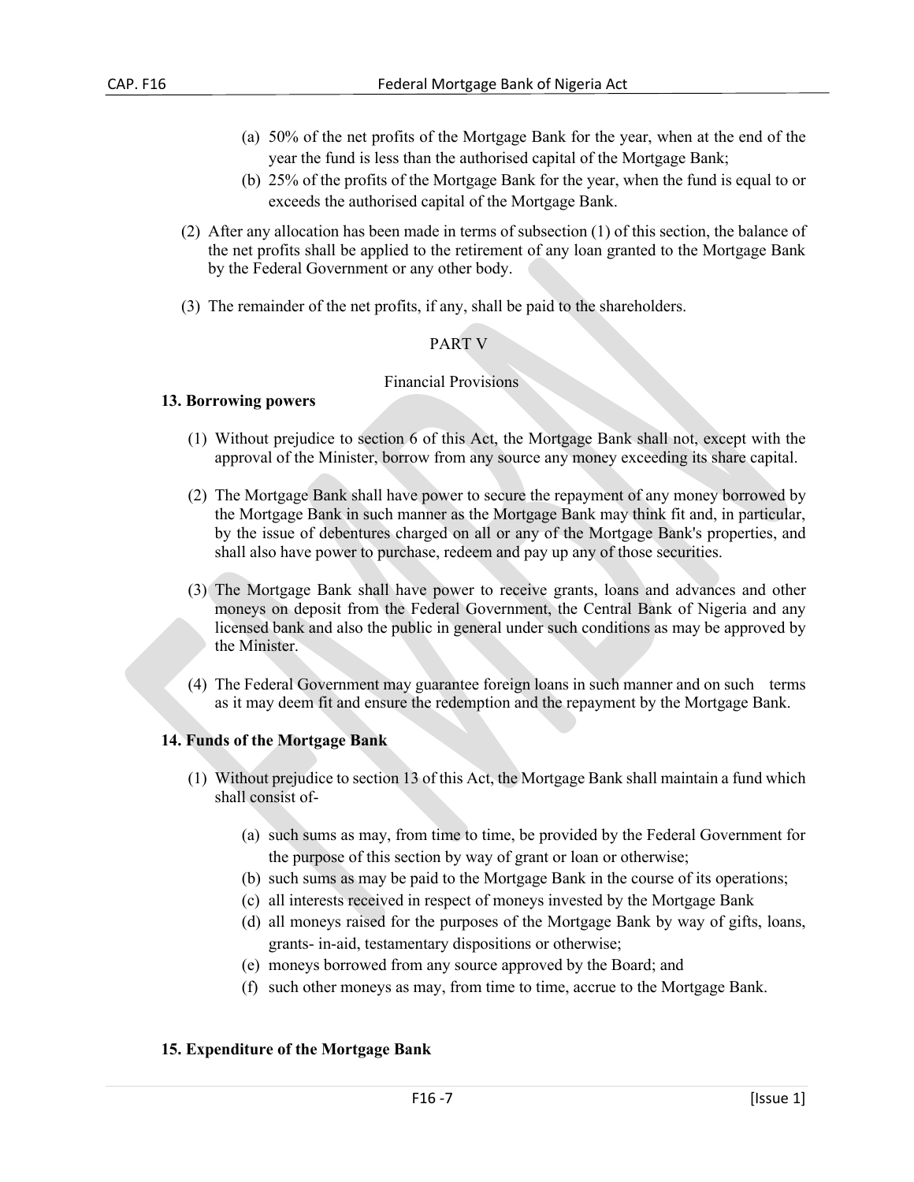(a) 50% of the net profits of the Mortgage Bank for the year, when at the end of the year the fund is less than the authorised capital of the Mortgage Bank;

(b) 25% of the profits of the Mortgage Bank for the year, when the fund is equal to or exceeds the authorised capital of the Mortgage Bank.

(2) After any allocation has been made in terms of subsection (1) of this section, the balance of the net profits shall be applied to the retirement of any loan granted to the Mortgage Bank by the Federal Government or any other body.

(3) The remainder of the net profits, if any, shall be paid to the shareholders.

## PART V

### Financial Provisions

**13. Borrowing powers**

(1) Without prejudice to section 6 of this Act, the Mortgage Bank shall not, except with the approval of the Minister, borrow from any source any money exceeding its share capital.

(2) The Mortgage Bank shall have power to secure the repayment of any money borrowed by the Mortgage Bank in such manner as the Mortgage Bank may think fit and, in particular, by the issue of debentures charged on all or any of the Mortgage Bank's properties, and shall also have power to purchase, redeem and pay up any of those securities.

(3) The Mortgage Bank shall have power to receive grants, loans and advances and other moneys on deposit from the Federal Government, the Central Bank of Nigeria and any licensed bank and also the public in general under such conditions as may be approved by the Minister.

(4) The Federal Government may guarantee foreign loans in such manner and on such terms as it may deem fit and ensure the redemption and the repayment by the Mortgage Bank.

**14. Funds of the Mortgage Bank**

(1) Without prejudice to section 13 of this Act, the Mortgage Bank shall maintain a fund which shall consist of-

(a) such sums as may, from time to time, be provided by the Federal Government for the purpose of this section by way of grant or loan or otherwise;

(b) such sums as may be paid to the Mortgage Bank in the course of its operations;

(c) all interests received in respect of moneys invested by the Mortgage Bank

(d) all moneys raised for the purposes of the Mortgage Bank by way of gifts, loans, grants- in-aid, testamentary dispositions or otherwise;

(e) moneys borrowed from any source approved by the Board; and

(f) such other moneys as may, from time to time, accrue to the Mortgage Bank.

**15. Expenditure of the Mortgage Bank**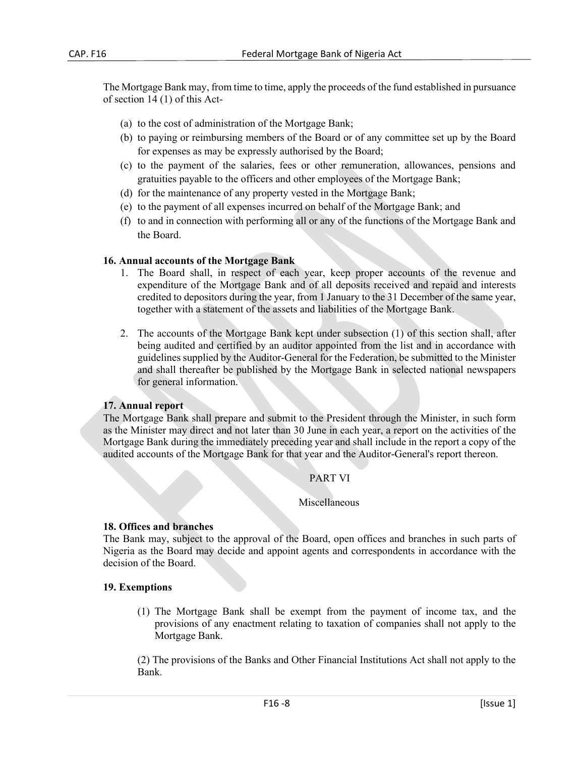The Mortgage Bank may, from time to time, apply the proceeds of the fund established in pursuance of section 14 (1) of this Act-

(a) to the cost of administration of the Mortgage Bank;
(b) to paying or reimbursing members of the Board or of any committee set up by the Board for expenses as may be expressly authorised by the Board;
(c) to the payment of the salaries, fees or other remuneration, allowances, pensions and gratuities payable to the officers and other employees of the Mortgage Bank;
(d) for the maintenance of any property vested in the Mortgage Bank;
(e) to the payment of all expenses incurred on behalf of the Mortgage Bank; and
(f) to and in connection with performing all or any of the functions of the Mortgage Bank and the Board.

**16. Annual accounts of the Mortgage Bank**

1. The Board shall, in respect of each year, keep proper accounts of the revenue and expenditure of the Mortgage Bank and of all deposits received and repaid and interests credited to depositors during the year, from 1 January to the 31 December of the same year, together with a statement of the assets and liabilities of the Mortgage Bank.

2. The accounts of the Mortgage Bank kept under subsection (1) of this section shall, after being audited and certified by an auditor appointed from the list and in accordance with guidelines supplied by the Auditor-General for the Federation, be submitted to the Minister and shall thereafter be published by the Mortgage Bank in selected national newspapers for general information.

**17. Annual report**

The Mortgage Bank shall prepare and submit to the President through the Minister, in such form as the Minister may direct and not later than 30 June in each year, a report on the activities of the Mortgage Bank during the immediately preceding year and shall include in the report a copy of the audited accounts of the Mortgage Bank for that year and the Auditor-General's report thereon.

PART VI

Miscellaneous

**18. Offices and branches**

The Bank may, subject to the approval of the Board, open offices and branches in such parts of Nigeria as the Board may decide and appoint agents and correspondents in accordance with the decision of the Board.

**19. Exemptions**

(1) The Mortgage Bank shall be exempt from the payment of income tax, and the provisions of any enactment relating to taxation of companies shall not apply to the Mortgage Bank.

(2) The provisions of the Banks and Other Financial Institutions Act shall not apply to the Bank.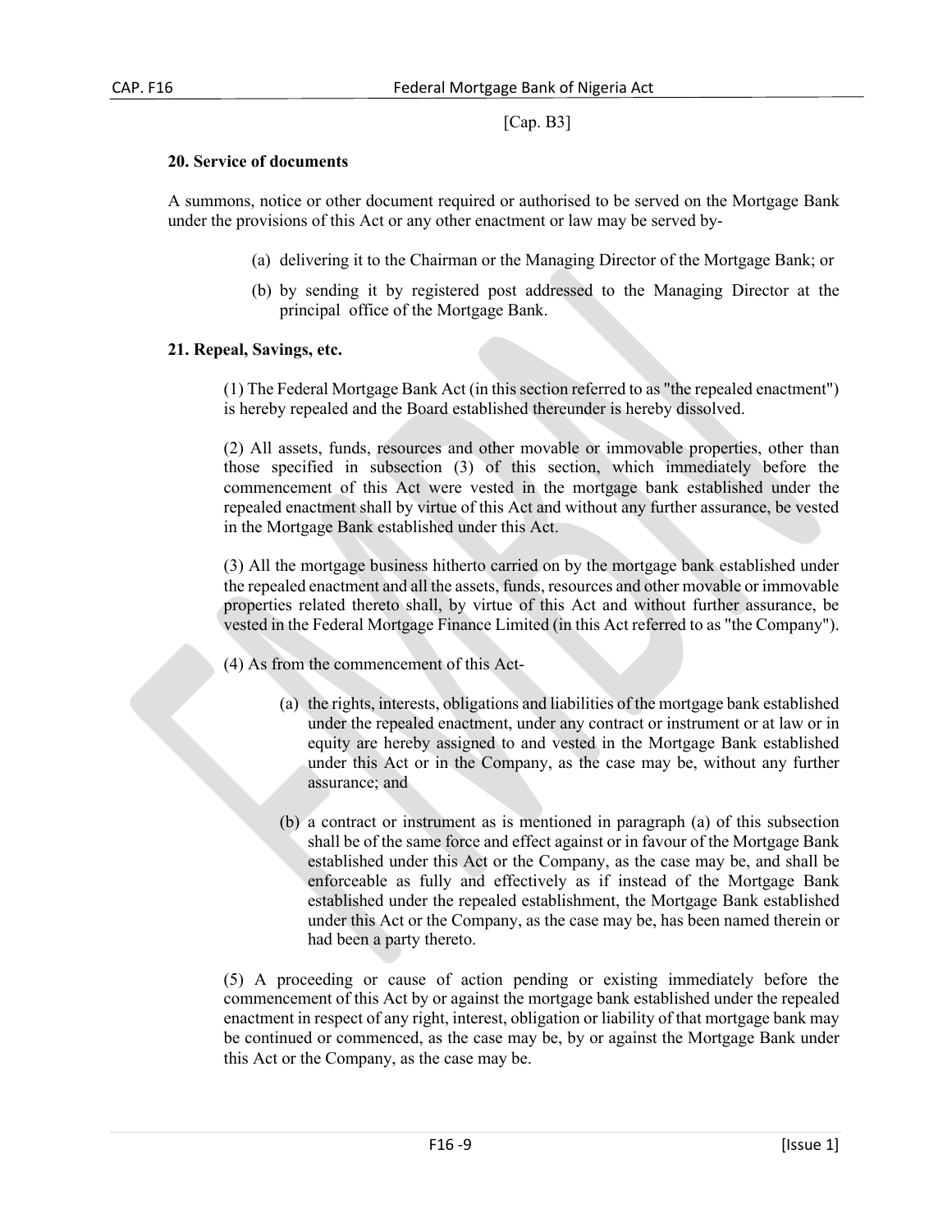[Cap. B3]

**20. Service of documents**

A summons, notice or other document required or authorised to be served on the Mortgage Bank under the provisions of this Act or any other enactment or law may be served by-

(a) delivering it to the Chairman or the Managing Director of the Mortgage Bank; or

(b) by sending it by registered post addressed to the Managing Director at the principal office of the Mortgage Bank.

**21. Repeal, Savings, etc.**

(1) The Federal Mortgage Bank Act (in this section referred to as "the repealed enactment") is hereby repealed and the Board established thereunder is hereby dissolved.

(2) All assets, funds, resources and other movable or immovable properties, other than those specified in subsection (3) of this section, which immediately before the commencement of this Act were vested in the mortgage bank established under the repealed enactment shall by virtue of this Act and without any further assurance, be vested in the Mortgage Bank established under this Act.

(3) All the mortgage business hitherto carried on by the mortgage bank established under the repealed enactment and all the assets, funds, resources and other movable or immovable properties related thereto shall, by virtue of this Act and without further assurance, be vested in the Federal Mortgage Finance Limited (in this Act referred to as "the Company").

(4) As from the commencement of this Act-

(a) the rights, interests, obligations and liabilities of the mortgage bank established under the repealed enactment, under any contract or instrument or at law or in equity are hereby assigned to and vested in the Mortgage Bank established under this Act or in the Company, as the case may be, without any further assurance; and

(b) a contract or instrument as is mentioned in paragraph (a) of this subsection shall be of the same force and effect against or in favour of the Mortgage Bank established under this Act or the Company, as the case may be, and shall be enforceable as fully and effectively as if instead of the Mortgage Bank established under the repealed establishment, the Mortgage Bank established under this Act or the Company, as the case may be, has been named therein or had been a party thereto.

(5) A proceeding or cause of action pending or existing immediately before the commencement of this Act by or against the mortgage bank established under the repealed enactment in respect of any right, interest, obligation or liability of that mortgage bank may be continued or commenced, as the case may be, by or against the Mortgage Bank under this Act or the Company, as the case may be.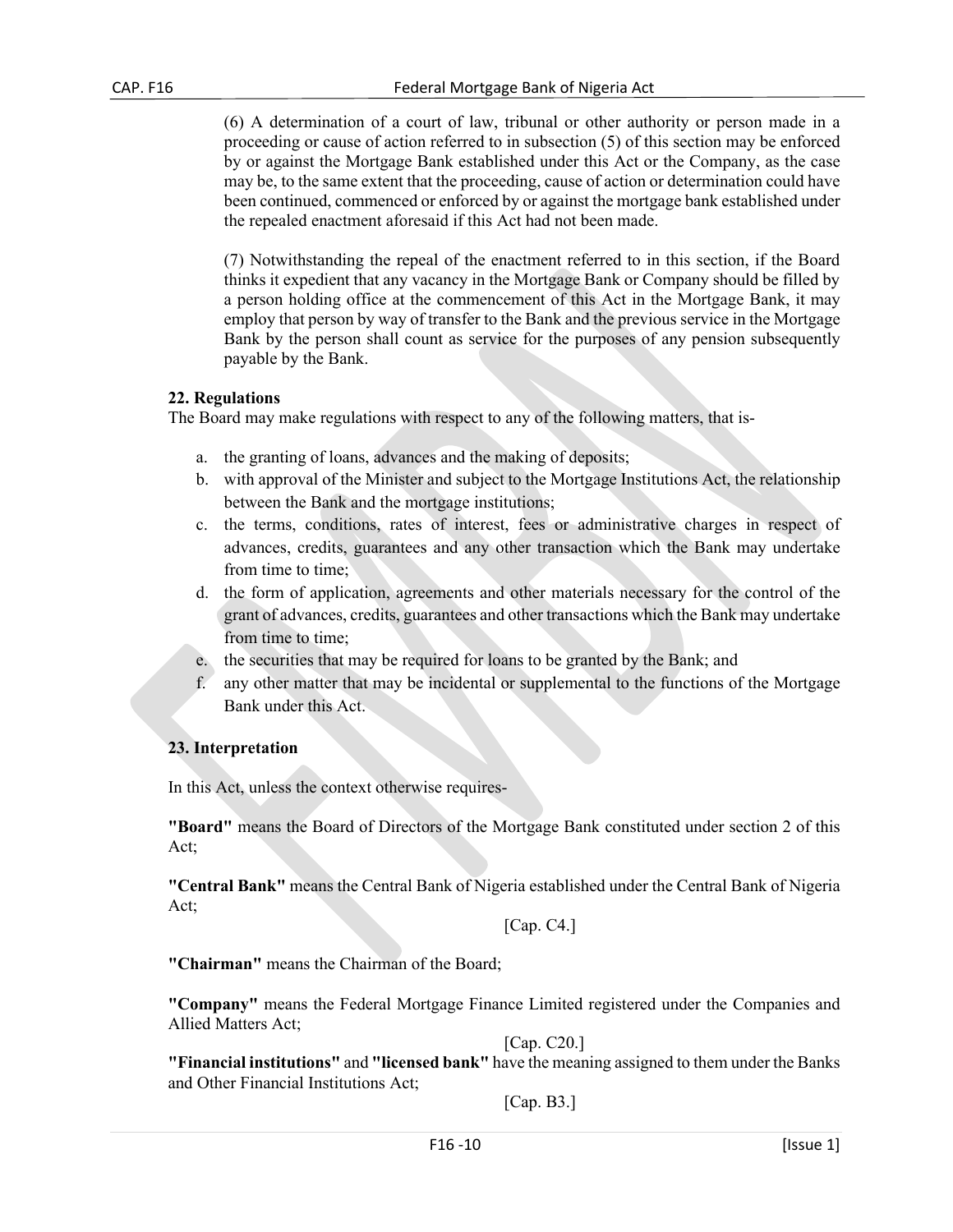(6) A determination of a court of law, tribunal or other authority or person made in a proceeding or cause of action referred to in subsection (5) of this section may be enforced by or against the Mortgage Bank established under this Act or the Company, as the case may be, to the same extent that the proceeding, cause of action or determination could have been continued, commenced or enforced by or against the mortgage bank established under the repealed enactment aforesaid if this Act had not been made.

(7) Notwithstanding the repeal of the enactment referred to in this section, if the Board thinks it expedient that any vacancy in the Mortgage Bank or Company should be filled by a person holding office at the commencement of this Act in the Mortgage Bank, it may employ that person by way of transfer to the Bank and the previous service in the Mortgage Bank by the person shall count as service for the purposes of any pension subsequently payable by the Bank.

**22. Regulations**

The Board may make regulations with respect to any of the following matters, that is-

a. the granting of loans, advances and the making of deposits;
b. with approval of the Minister and subject to the Mortgage Institutions Act, the relationship between the Bank and the mortgage institutions;
c. the terms, conditions, rates of interest, fees or administrative charges in respect of advances, credits, guarantees and any other transaction which the Bank may undertake from time to time;
d. the form of application, agreements and other materials necessary for the control of the grant of advances, credits, guarantees and other transactions which the Bank may undertake from time to time;
e. the securities that may be required for loans to be granted by the Bank; and
f. any other matter that may be incidental or supplemental to the functions of the Mortgage Bank under this Act.

**23. Interpretation**

In this Act, unless the context otherwise requires-

**"Board"** means the Board of Directors of the Mortgage Bank constituted under section 2 of this Act;

**"Central Bank"** means the Central Bank of Nigeria established under the Central Bank of Nigeria Act;

[Cap. C4.]

**"Chairman"** means the Chairman of the Board;

**"Company"** means the Federal Mortgage Finance Limited registered under the Companies and Allied Matters Act;

[Cap. C20.]

**"Financial institutions"** and **"licensed bank"** have the meaning assigned to them under the Banks and Other Financial Institutions Act;

[Cap. B3.]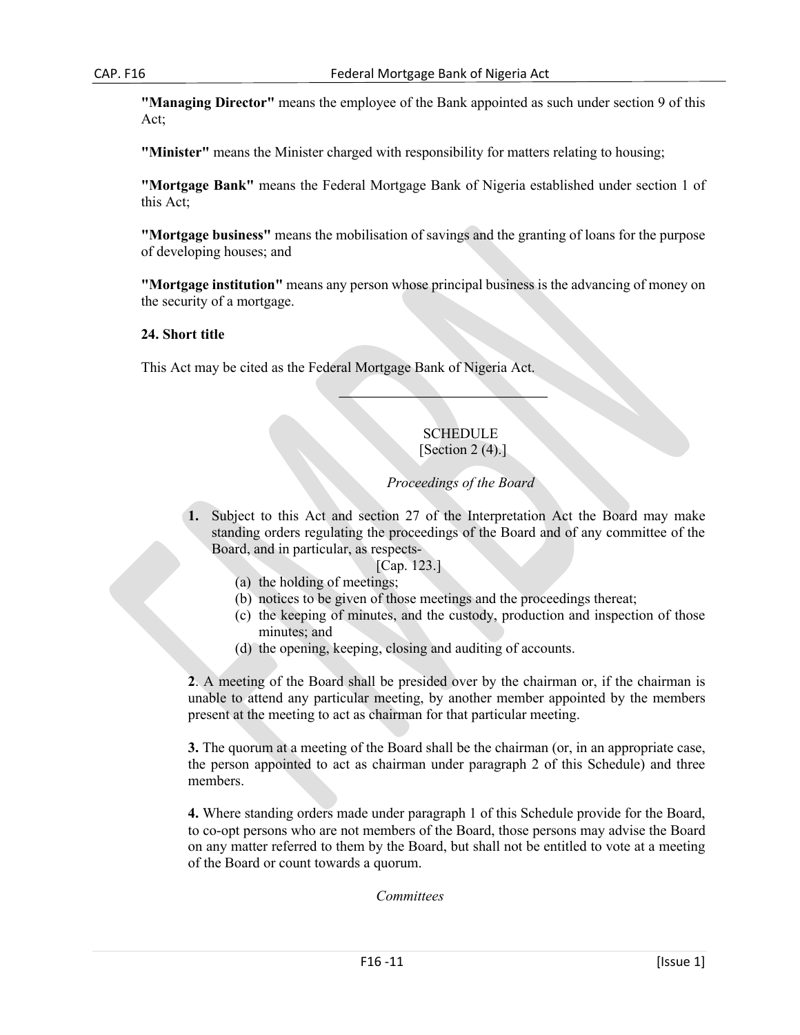**"Managing Director"** means the employee of the Bank appointed as such under section 9 of this Act;

**"Minister"** means the Minister charged with responsibility for matters relating to housing;

**"Mortgage Bank"** means the Federal Mortgage Bank of Nigeria established under section 1 of this Act;

**"Mortgage business"** means the mobilisation of savings and the granting of loans for the purpose of developing houses; and

**"Mortgage institution"** means any person whose principal business is the advancing of money on the security of a mortgage.

**24. Short title**

This Act may be cited as the Federal Mortgage Bank of Nigeria Act.

---

SCHEDULE
[Section 2 (4).]

*Proceedings of the Board*

**1.** Subject to this Act and section 27 of the Interpretation Act the Board may make standing orders regulating the proceedings of the Board and of any committee of the Board, and in particular, as respects-

[Cap. 123.]

(a) the holding of meetings;
(b) notices to be given of those meetings and the proceedings thereat;
(c) the keeping of minutes, and the custody, production and inspection of those minutes; and
(d) the opening, keeping, closing and auditing of accounts.

**2**. A meeting of the Board shall be presided over by the chairman or, if the chairman is unable to attend any particular meeting, by another member appointed by the members present at the meeting to act as chairman for that particular meeting.

**3.** The quorum at a meeting of the Board shall be the chairman (or, in an appropriate case, the person appointed to act as chairman under paragraph 2 of this Schedule) and three members.

**4.** Where standing orders made under paragraph 1 of this Schedule provide for the Board, to co-opt persons who are not members of the Board, those persons may advise the Board on any matter referred to them by the Board, but shall not be entitled to vote at a meeting of the Board or count towards a quorum.

*Committees*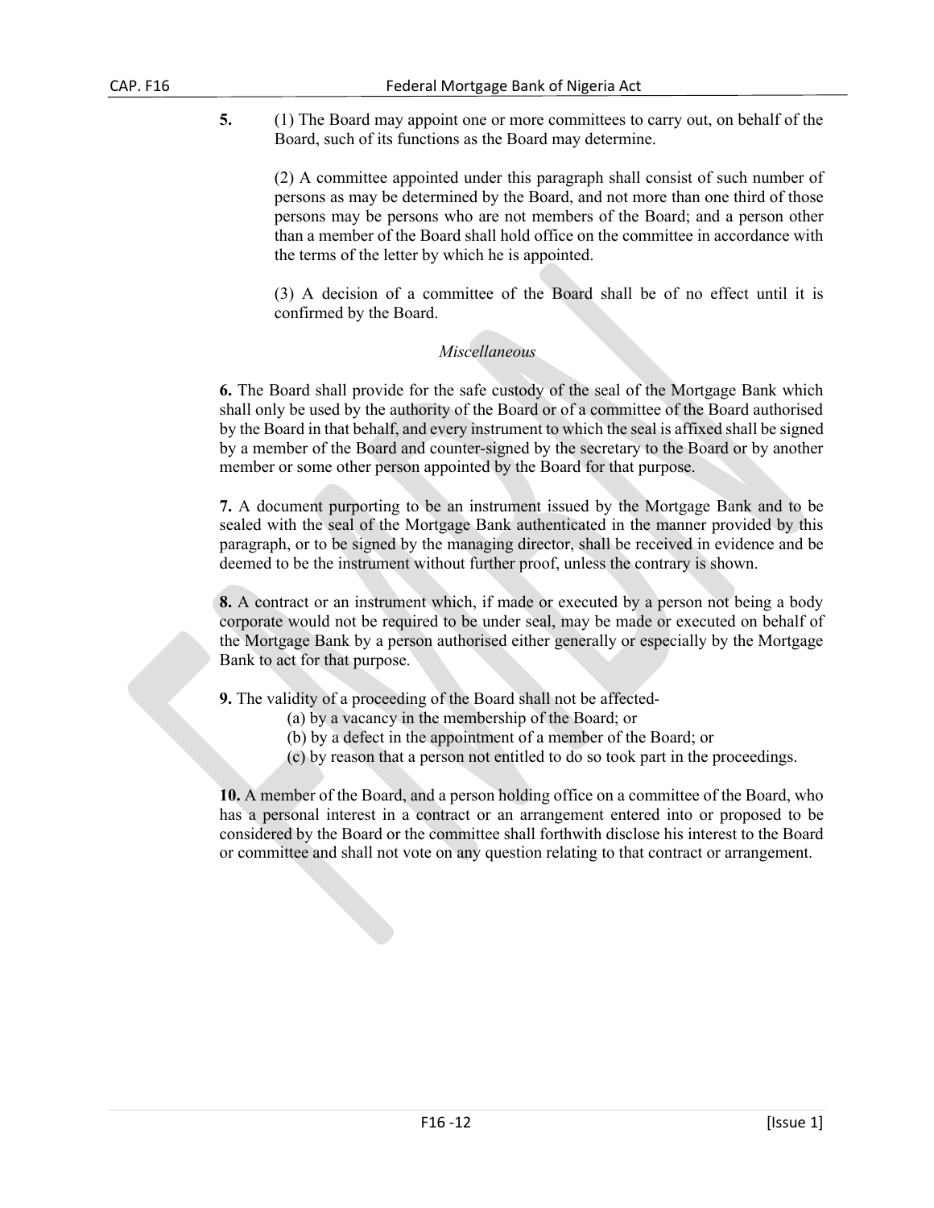**5.** (1) The Board may appoint one or more committees to carry out, on behalf of the Board, such of its functions as the Board may determine.

(2) A committee appointed under this paragraph shall consist of such number of persons as may be determined by the Board, and not more than one third of those persons may be persons who are not members of the Board; and a person other than a member of the Board shall hold office on the committee in accordance with the terms of the letter by which he is appointed.

(3) A decision of a committee of the Board shall be of no effect until it is confirmed by the Board.

*Miscellaneous*

**6.** The Board shall provide for the safe custody of the seal of the Mortgage Bank which shall only be used by the authority of the Board or of a committee of the Board authorised by the Board in that behalf, and every instrument to which the seal is affixed shall be signed by a member of the Board and counter-signed by the secretary to the Board or by another member or some other person appointed by the Board for that purpose.

**7.** A document purporting to be an instrument issued by the Mortgage Bank and to be sealed with the seal of the Mortgage Bank authenticated in the manner provided by this paragraph, or to be signed by the managing director, shall be received in evidence and be deemed to be the instrument without further proof, unless the contrary is shown.

**8.** A contract or an instrument which, if made or executed by a person not being a body corporate would not be required to be under seal, may be made or executed on behalf of the Mortgage Bank by a person authorised either generally or especially by the Mortgage Bank to act for that purpose.

**9.** The validity of a proceeding of the Board shall not be affected-

(a) by a vacancy in the membership of the Board; or

(b) by a defect in the appointment of a member of the Board; or

(c) by reason that a person not entitled to do so took part in the proceedings.

**10.** A member of the Board, and a person holding office on a committee of the Board, who has a personal interest in a contract or an arrangement entered into or proposed to be considered by the Board or the committee shall forthwith disclose his interest to the Board or committee and shall not vote on any question relating to that contract or arrangement.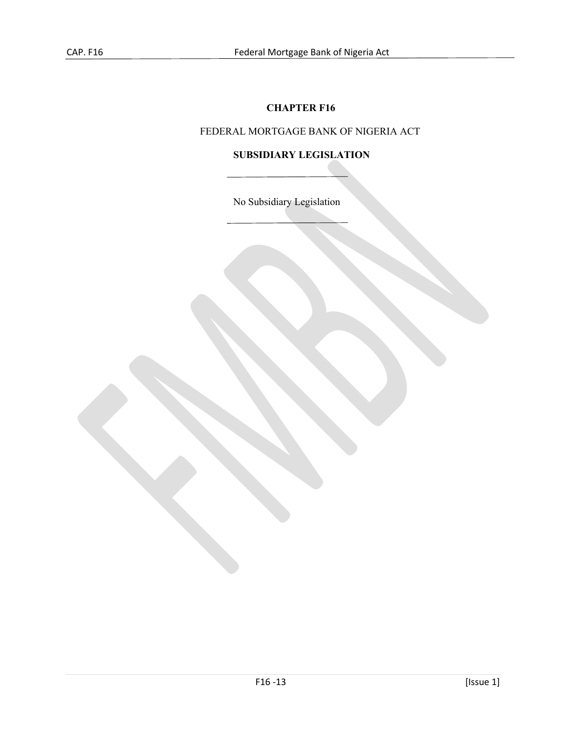# CHAPTER F16

FEDERAL MORTGAGE BANK OF NIGERIA ACT

**SUBSIDIARY LEGISLATION**

No Subsidiary Legislation